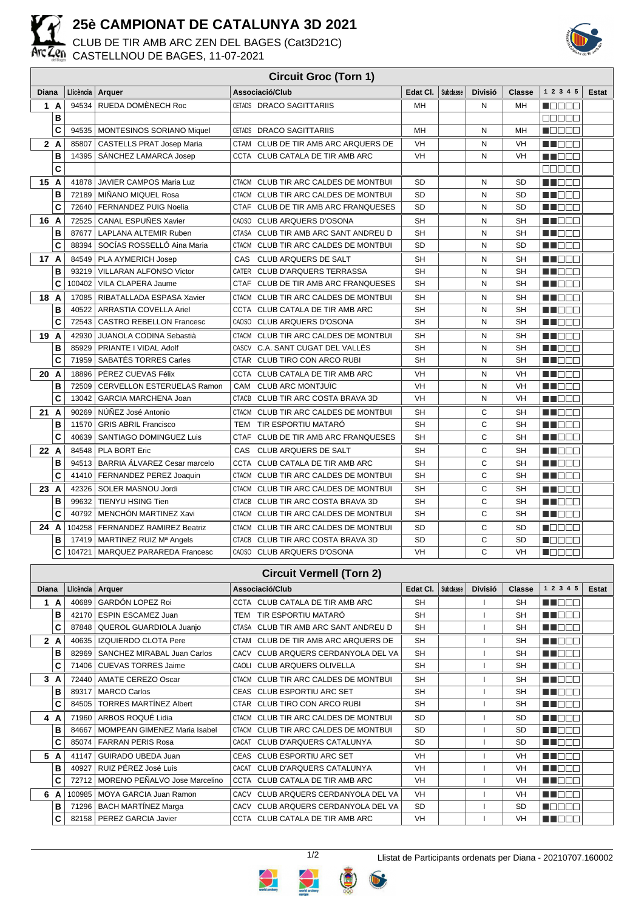# 25è CAMPIONAT DE CATALUNYA 3D 2021

CLUB DE TIR AMB ARC ZEN DEL BAGES (Cat3D21C)
CASTELLNOU DE BAGES, 11-07-2021

## Circuit Groc (Torn 1)

| Diana | | Llicència | Arquer | Associació/Club | Edat Cl. | Subclasse | Divisió | Classe | 1 2 3 4 5 | Estat |
|---|---|---|---|---|---|---|---|---|---|---|
| 1 | A | 94534 | RUEDA DOMÈNECH Roc | CETADS DRACO SAGITTARIIS | MH | | N | MH | | |
| | B | | | | | | | | | |
| | C | 94535 | MONTESINOS SORIANO Miquel | CETADS DRACO SAGITTARIIS | MH | | N | MH | | |
| 2 | A | 85807 | CASTELLS PRAT Josep Maria | CTAM CLUB DE TIR AMB ARC ARQUERS DE | VH | | N | VH | | |
| | B | 14395 | SÁNCHEZ LAMARCA Josep | CCTA CLUB CATALA DE TIR AMB ARC | VH | | N | VH | | |
| | C | | | | | | | | | |
| 15 | A | 41878 | JAVIER CAMPOS Maria Luz | CTACM CLUB TIR ARC CALDES DE MONTBUI | SD | | N | SD | | |
| | B | 72189 | MIÑANO MIQUEL Rosa | CTACM CLUB TIR ARC CALDES DE MONTBUI | SD | | N | SD | | |
| | C | 72640 | FERNANDEZ PUIG Noelia | CTAF CLUB DE TIR AMB ARC FRANQUESES | SD | | N | SD | | |
| 16 | A | 72525 | CANAL ESPUÑES Xavier | CAOSO CLUB ARQUERS D'OSONA | SH | | N | SH | | |
| | B | 87677 | LAPLANA ALTEMIR Ruben | CTASA CLUB TIR AMB ARC SANT ANDREU D | SH | | N | SH | | |
| | C | 88394 | SOCÍAS ROSSELLÓ Aina Maria | CTACM CLUB TIR ARC CALDES DE MONTBUI | SD | | N | SD | | |
| 17 | A | 84549 | PLA AYMERICH Josep | CAS CLUB ARQUERS DE SALT | SH | | N | SH | | |
| | B | 93219 | VILLARAN ALFONSO Victor | CATER CLUB D'ARQUERS TERRASSA | SH | | N | SH | | |
| | C | 100402 | VILA CLAPERA Jaume | CTAF CLUB DE TIR AMB ARC FRANQUESES | SH | | N | SH | | |
| 18 | A | 17085 | RIBATALLADA ESPASA Xavier | CTACM CLUB TIR ARC CALDES DE MONTBUI | SH | | N | SH | | |
| | B | 40522 | ARRASTIA COVELLA Ariel | CCTA CLUB CATALA DE TIR AMB ARC | SH | | N | SH | | |
| | C | 72543 | CASTRO REBELLON Francesc | CAOSO CLUB ARQUERS D'OSONA | SH | | N | SH | | |
| 19 | A | 42930 | JUANOLA CODINA Sebastià | CTACM CLUB TIR ARC CALDES DE MONTBUI | SH | | N | SH | | |
| | B | 85929 | PRIANTE I VIDAL Adolf | CASCV C.A. SANT CUGAT DEL VALLÈS | SH | | N | SH | | |
| | C | 71959 | SABATÉS TORRES Carles | CTAR CLUB TIRO CON ARCO RUBI | SH | | N | SH | | |
| 20 | A | 18896 | PÉREZ CUEVAS Félix | CCTA CLUB CATALA DE TIR AMB ARC | VH | | N | VH | | |
| | B | 72509 | CERVELLON ESTERUELAS Ramon | CAM CLUB ARC MONTJUÏC | VH | | N | VH | | |
| | C | 13042 | GARCIA MARCHENA Joan | CTACB CLUB TIR ARC COSTA BRAVA 3D | VH | | N | VH | | |
| 21 | A | 90269 | NÚÑEZ José Antonio | CTACM CLUB TIR ARC CALDES DE MONTBUI | SH | | C | SH | | |
| | B | 11570 | GRIS ABRIL Francisco | TEM TIR ESPORTIU MATARÓ | SH | | C | SH | | |
| | C | 40639 | SANTIAGO DOMINGUEZ Luis | CTAF CLUB DE TIR AMB ARC FRANQUESES | SH | | C | SH | | |
| 22 | A | 84548 | PLA BORT Eric | CAS CLUB ARQUERS DE SALT | SH | | C | SH | | |
| | B | 94513 | BARRIA ÁLVAREZ Cesar marcelo | CCTA CLUB CATALA DE TIR AMB ARC | SH | | C | SH | | |
| | C | 41410 | FERNANDEZ PEREZ Joaquin | CTACM CLUB TIR ARC CALDES DE MONTBUI | SH | | C | SH | | |
| 23 | A | 42326 | SOLER MASNOU Jordi | CTACM CLUB TIR ARC CALDES DE MONTBUI | SH | | C | SH | | |
| | B | 99632 | TIENYU HSING Tien | CTACB CLUB TIR ARC COSTA BRAVA 3D | SH | | C | SH | | |
| | C | 40792 | MENCHÓN MARTINEZ Xavi | CTACM CLUB TIR ARC CALDES DE MONTBUI | SH | | C | SH | | |
| 24 | A | 104258 | FERNANDEZ RAMIREZ Beatriz | CTACM CLUB TIR ARC CALDES DE MONTBUI | SD | | C | SD | | |
| | B | 17419 | MARTINEZ RUIZ Mª Angels | CTACB CLUB TIR ARC COSTA BRAVA 3D | SD | | C | SD | | |
| | C | 104721 | MARQUEZ PARAREDA Francesc | CAOSO CLUB ARQUERS D'OSONA | VH | | C | VH | | |

## Circuit Vermell (Torn 2)

| Diana | | Llicència | Arquer | Associació/Club | Edat Cl. | Subclasse | Divisió | Classe | 1 2 3 4 5 | Estat |
|---|---|---|---|---|---|---|---|---|---|---|
| 1 | A | 40689 | GARDÓN LOPEZ Roi | CCTA CLUB CATALA DE TIR AMB ARC | SH | | I | SH | | |
| | B | 42170 | ESPIN ESCAMEZ Juan | TEM TIR ESPORTIU MATARÓ | SH | | I | SH | | |
| | C | 87848 | QUEROL GUARDIOLA Juanjo | CTASA CLUB TIR AMB ARC SANT ANDREU D | SH | | I | SH | | |
| 2 | A | 40635 | IZQUIERDO CLOTA Pere | CTAM CLUB DE TIR AMB ARC ARQUERS DE | SH | | I | SH | | |
| | B | 82969 | SANCHEZ MIRABAL Juan Carlos | CACV CLUB ARQUERS CERDANYOLA DEL VA | SH | | I | SH | | |
| | C | 71406 | CUEVAS TORRES Jaime | CAOLI CLUB ARQUERS OLIVELLA | SH | | I | SH | | |
| 3 | A | 72440 | AMATE CEREZO Oscar | CTACM CLUB TIR ARC CALDES DE MONTBUI | SH | | I | SH | | |
| | B | 89317 | MARCO Carlos | CEAS CLUB ESPORTIU ARC SET | SH | | I | SH | | |
| | C | 84505 | TORRES MARTÍNEZ Albert | CTAR CLUB TIRO CON ARCO RUBI | SH | | I | SH | | |
| 4 | A | 71960 | ARBOS ROQUÉ Lidia | CTACM CLUB TIR ARC CALDES DE MONTBUI | SD | | I | SD | | |
| | B | 84667 | MOMPEAN GIMENEZ Maria Isabel | CTACM CLUB TIR ARC CALDES DE MONTBUI | SD | | I | SD | | |
| | C | 85074 | FARRAN PERIS Rosa | CACAT CLUB D'ARQUERS CATALUNYA | SD | | I | SD | | |
| 5 | A | 41147 | GUIRADO UBEDA Juan | CEAS CLUB ESPORTIU ARC SET | VH | | I | VH | | |
| | B | 40927 | RUIZ PÉREZ José Luis | CACAT CLUB D'ARQUERS CATALUNYA | VH | | I | VH | | |
| | C | 72712 | MORENO PEÑALVO Jose Marcelino | CCTA CLUB CATALA DE TIR AMB ARC | VH | | I | VH | | |
| 6 | A | 100985 | MOYA GARCIA Juan Ramon | CACV CLUB ARQUERS CERDANYOLA DEL VA | VH | | I | VH | | |
| | B | 71296 | BACH MARTÍNEZ Marga | CACV CLUB ARQUERS CERDANYOLA DEL VA | SD | | I | SD | | |
| | C | 82158 | PEREZ GARCIA Javier | CCTA CLUB CATALA DE TIR AMB ARC | VH | | I | VH | | |

Llistat de Participants ordenats per Diana - 20210707.160002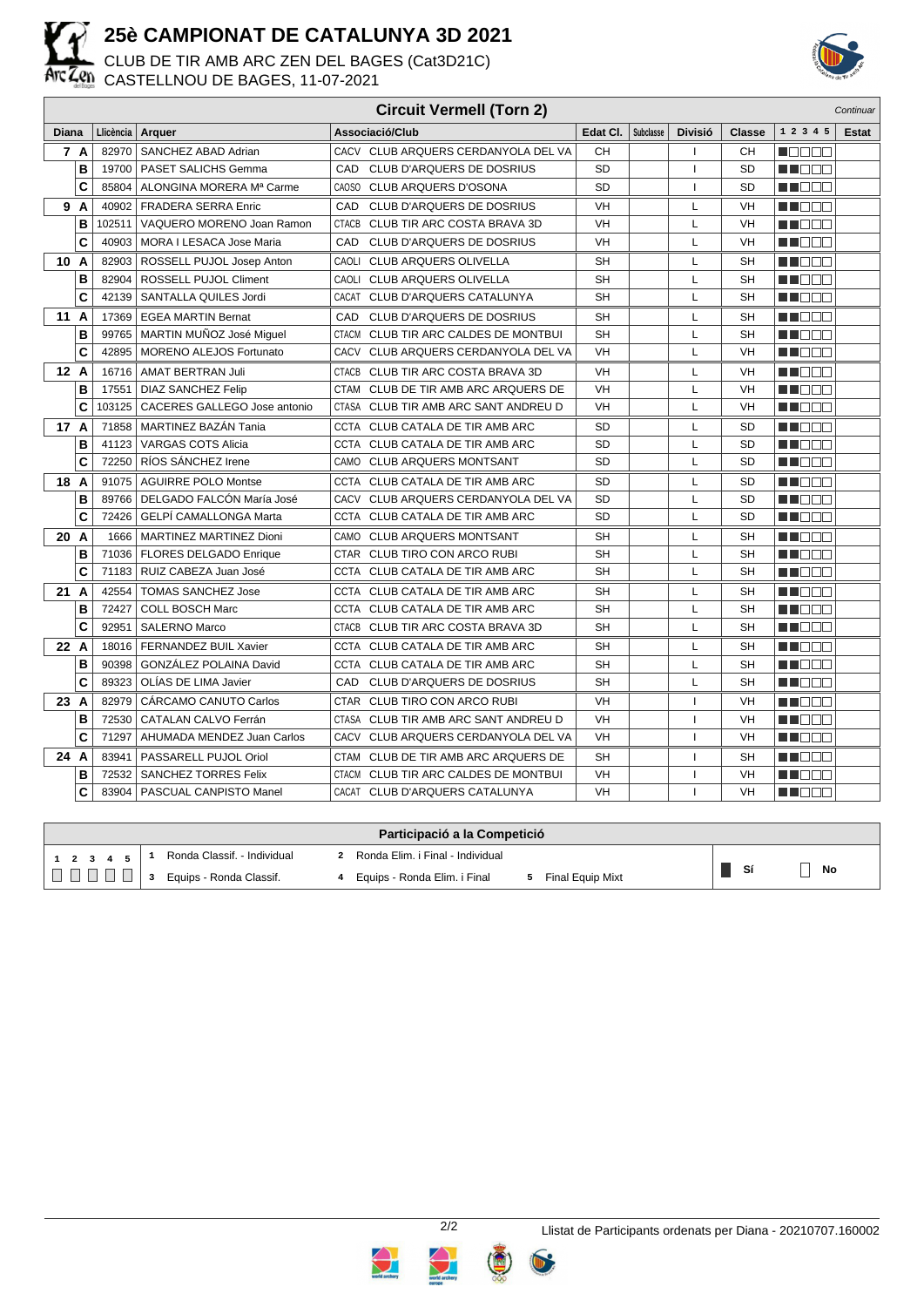# 25è CAMPIONAT DE CATALUNYA 3D 2021

CLUB DE TIR AMB ARC ZEN DEL BAGES (Cat3D21C)
CASTELLNOU DE BAGES, 11-07-2021

## Circuit Vermell (Torn 2)

*Continuar*

| Diana | | Llicència | Arquer | Associació/Club | Edat Cl. | Subclasse | Divisió | Classe | 1 2 3 4 5 | Estat |
|---|---|---|---|---|---|---|---|---|---|---|
| 7 | A | 82970 | SANCHEZ ABAD Adrian | CACV CLUB ARQUERS CERDANYOLA DEL VA | CH | | I | CH | ■□□□□ | |
| | B | 19700 | PASET SALICHS Gemma | CAD CLUB D'ARQUERS DE DOSRIUS | SD | | I | SD | ■■□□□ | |
| | C | 85804 | ALONGINA MORERA Mª Carme | CAOSO CLUB ARQUERS D'OSONA | SD | | I | SD | ■■□□□ | |
| 9 | A | 40902 | FRADERA SERRA Enric | CAD CLUB D'ARQUERS DE DOSRIUS | VH | | L | VH | ■■□□□ | |
| | B | 102511 | VAQUERO MORENO Joan Ramon | CTACB CLUB TIR ARC COSTA BRAVA 3D | VH | | L | VH | ■■□□□ | |
| | C | 40903 | MORA I LESACA Jose Maria | CAD CLUB D'ARQUERS DE DOSRIUS | VH | | L | VH | ■■□□□ | |
| 10 | A | 82903 | ROSSELL PUJOL Josep Anton | CAOLI CLUB ARQUERS OLIVELLA | SH | | L | SH | ■■□□□ | |
| | B | 82904 | ROSSELL PUJOL Climent | CAOLI CLUB ARQUERS OLIVELLA | SH | | L | SH | ■■□□□ | |
| | C | 42139 | SANTALLA QUILES Jordi | CACAT CLUB D'ARQUERS CATALUNYA | SH | | L | SH | ■■□□□ | |
| 11 | A | 17369 | EGEA MARTIN Bernat | CAD CLUB D'ARQUERS DE DOSRIUS | SH | | L | SH | ■■□□□ | |
| | B | 99765 | MARTIN MUÑOZ José Miguel | CTACM CLUB TIR ARC CALDES DE MONTBUI | SH | | L | SH | ■■□□□ | |
| | C | 42895 | MORENO ALEJOS Fortunato | CACV CLUB ARQUERS CERDANYOLA DEL VA | VH | | L | VH | ■■□□□ | |
| 12 | A | 16716 | AMAT BERTRAN Juli | CTACB CLUB TIR ARC COSTA BRAVA 3D | VH | | L | VH | ■■□□□ | |
| | B | 17551 | DIAZ SANCHEZ Felip | CTAM CLUB DE TIR AMB ARC ARQUERS DE | VH | | L | VH | ■■□□□ | |
| | C | 103125 | CACERES GALLEGO Jose antonio | CTASA CLUB TIR AMB ARC SANT ANDREU D | VH | | L | VH | ■■□□□ | |
| 17 | A | 71858 | MARTINEZ BAZÁN Tania | CCTA CLUB CATALA DE TIR AMB ARC | SD | | L | SD | ■■□□□ | |
| | B | 41123 | VARGAS COTS Alicia | CCTA CLUB CATALA DE TIR AMB ARC | SD | | L | SD | ■■□□□ | |
| | C | 72250 | RÍOS SÁNCHEZ Irene | CAMO CLUB ARQUERS MONTSANT | SD | | L | SD | ■■□□□ | |
| 18 | A | 91075 | AGUIRRE POLO Montse | CCTA CLUB CATALA DE TIR AMB ARC | SD | | L | SD | ■■□□□ | |
| | B | 89766 | DELGADO FALCÓN María José | CACV CLUB ARQUERS CERDANYOLA DEL VA | SD | | L | SD | ■■□□□ | |
| | C | 72426 | GELPÍ CAMALLONGA Marta | CCTA CLUB CATALA DE TIR AMB ARC | SD | | L | SD | ■■□□□ | |
| 20 | A | 1666 | MARTINEZ MARTINEZ Dioni | CAMO CLUB ARQUERS MONTSANT | SH | | L | SH | ■■□□□ | |
| | B | 71036 | FLORES DELGADO Enrique | CTAR CLUB TIRO CON ARCO RUBI | SH | | L | SH | ■■□□□ | |
| | C | 71183 | RUIZ CABEZA Juan José | CCTA CLUB CATALA DE TIR AMB ARC | SH | | L | SH | ■■□□□ | |
| 21 | A | 42554 | TOMAS SANCHEZ Jose | CCTA CLUB CATALA DE TIR AMB ARC | SH | | L | SH | ■■□□□ | |
| | B | 72427 | COLL BOSCH Marc | CCTA CLUB CATALA DE TIR AMB ARC | SH | | L | SH | ■■□□□ | |
| | C | 92951 | SALERNO Marco | CTACB CLUB TIR ARC COSTA BRAVA 3D | SH | | L | SH | ■■□□□ | |
| 22 | A | 18016 | FERNANDEZ BUIL Xavier | CCTA CLUB CATALA DE TIR AMB ARC | SH | | L | SH | ■■□□□ | |
| | B | 90398 | GONZÁLEZ POLAINA David | CCTA CLUB CATALA DE TIR AMB ARC | SH | | L | SH | ■■□□□ | |
| | C | 89323 | OLÍAS DE LIMA Javier | CAD CLUB D'ARQUERS DE DOSRIUS | SH | | L | SH | ■■□□□ | |
| 23 | A | 82979 | CÁRCAMO CANUTO Carlos | CTAR CLUB TIRO CON ARCO RUBI | VH | | I | VH | ■■□□□ | |
| | B | 72530 | CATALAN CALVO Ferrán | CTASA CLUB TIR AMB ARC SANT ANDREU D | VH | | I | VH | ■■□□□ | |
| | C | 71297 | AHUMADA MENDEZ Juan Carlos | CACV CLUB ARQUERS CERDANYOLA DEL VA | VH | | I | VH | ■■□□□ | |
| 24 | A | 83941 | PASSARELL PUJOL Oriol | CTAM CLUB DE TIR AMB ARC ARQUERS DE | SH | | I | SH | ■■□□□ | |
| | B | 72532 | SANCHEZ TORRES Felix | CTACM CLUB TIR ARC CALDES DE MONTBUI | VH | | I | VH | ■■□□□ | |
| | C | 83904 | PASCUAL CANPISTO Manel | CACAT CLUB D'ARQUERS CATALUNYA | VH | | I | VH | ■■□□□ | |

### Participació a la Competició

| 1 2 3 4 5 | | | | |
|---|---|---|---|---|
| □□□□□ | 1 Ronda Classif. - Individual | 2 Ronda Elim. i Final - Individual | | ■ Sí □ No |
| | 3 Equips - Ronda Classif. | 4 Equips - Ronda Elim. i Final | 5 Final Equip Mixt | |

Llistat de Participants ordenats per Diana - 20210707.160002